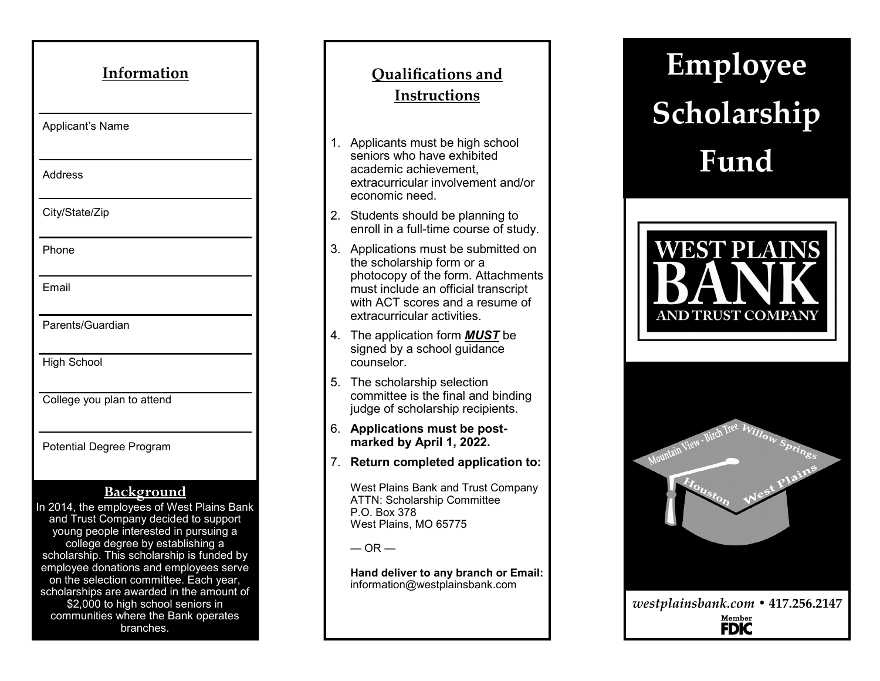## Information

Applicant's Name

Address

City/State/Zip

Phone

Email

Parents/Guardian

High School

College you plan to attend

Potential Degree Program

## Background

In 2014, the employees of West Plains Bank and Trust Company decided to support young people interested in pursuing a college degree by establishing a scholarship. This scholarship is funded by employee donations and employees serve on the selection committee. Each year, scholarships are awarded in the amount of $2,000 to high school seniors in communities where the Bank operates branches.

## Qualifications and Instructions

1. Applicants must be high school seniors who have exhibited academic achievement, extracurricular involvement and/or economic need.
2. Students should be planning to enroll in a full-time course of study.
3. Applications must be submitted on the scholarship form or a photocopy of the form. Attachments must include an official transcript with ACT scores and a resume of extracurricular activities.
4. The application form ***MUST*** be signed by a school guidance counselor.
5. The scholarship selection committee is the final and binding judge of scholarship recipients.
6. **Applications must be post-marked by April 1, 2022.**
7. **Return completed application to:**

   West Plains Bank and Trust Company
   ATTN: Scholarship Committee
   P.O. Box 378
   West Plains, MO 65775

   — OR —

   **Hand deliver to any branch or Email:**
   information@westplainsbank.com

# Employee Scholarship Fund

WEST PLAINS BANK AND TRUST COMPANY

Mountain View - Birch Tree Willow Springs Houston West Plains

*westplainsbank.com* • **417.256.2147**

Member FDIC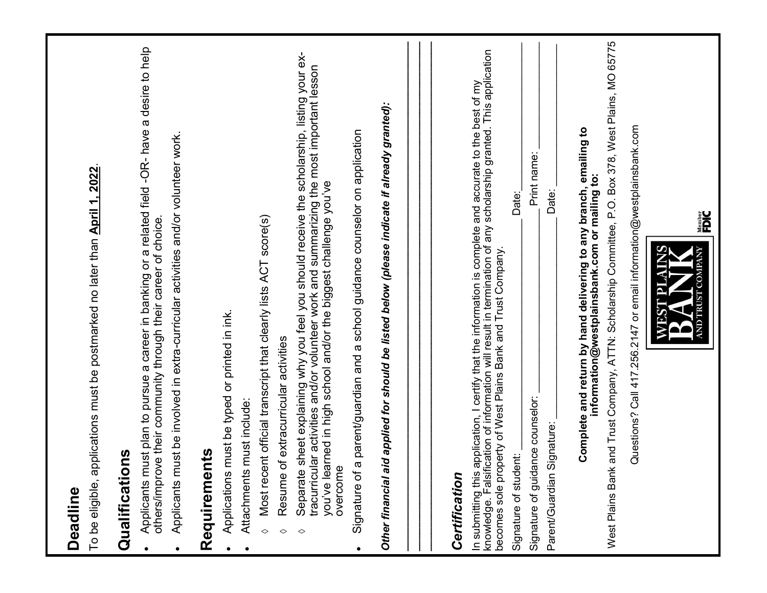## Deadline

To be eligible, applications must be postmarked no later than **April 1, 2022**.

## Qualifications

- Applicants must plan to pursue a career in banking or a related field -OR- have a desire to help others/improve their community through their career of choice.
- Applicants must be involved in extra-curricular activities and/or volunteer work.

## Requirements

- Applications must be typed or printed in ink.
- Attachments must include:
  - Most recent official transcript that clearly lists ACT score(s)
  - Resume of extracurricular activities
  - Separate sheet explaining why you feel you should receive the scholarship, listing your extracurricular activities and/or volunteer work and summarizing the most important lesson you've learned in high school and/or the biggest challenge you've overcome
- Signature of a parent/guardian and a school guidance counselor on application

***Other financial aid applied for should be listed below (please indicate if already granted):***

______________________________________________

______________________________________________

______________________________________________

### *Certification*

In submitting this application, I certify that the information is complete and accurate to the best of my knowledge. Falsification of information will result in termination of any scholarship granted. This application becomes sole property of West Plains Bank and Trust Company.

Signature of student: ______________________ Date: ____________

Signature of guidance counselor: ______________________ Print name: ____________

Parent/Guardian Signature: ______________________ Date: ____________

**Complete and return by hand delivering to any branch, emailing to information@westplainsbank.com or mailing to:**

West Plains Bank and Trust Company, ATTN: Scholarship Committee, P.O. Box 378, West Plains, MO 65775

Questions? Call 417.256.2147 or email information@westplainsbank.com

WEST PLAINS BANK AND TRUST COMPANY

Member FDIC